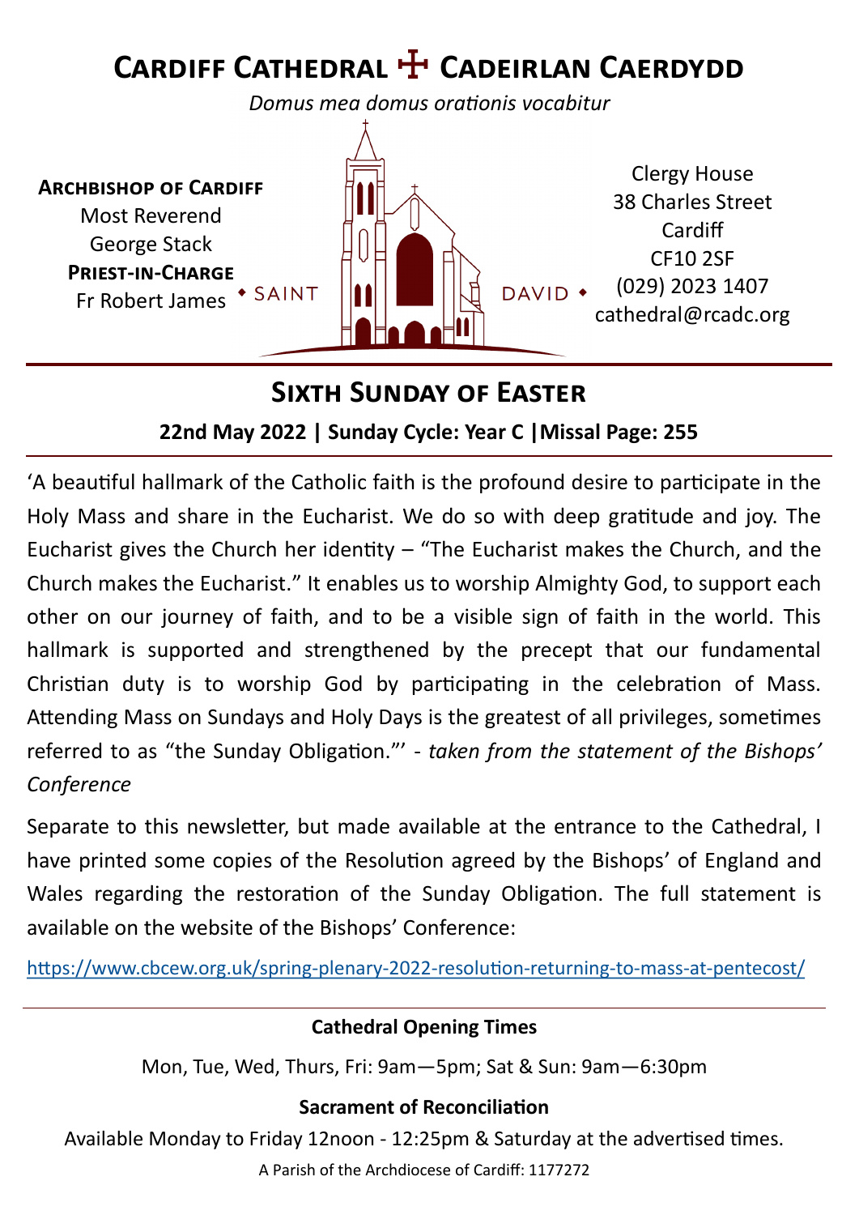# Cardiff Cathedral ☩ Cadeirlan Caerdydd

*Domus mea domus orationis vocabitur*

**Archbishop of Cardiff**
Most Reverend
George Stack
**Priest-in-Charge**
Fr Robert James

◆ SAINT DAVID ◆

Clergy House
38 Charles Street
Cardiff
CF10 2SF
(029) 2023 1407
cathedral@rcadc.org

## Sixth Sunday of Easter

**22nd May 2022 | Sunday Cycle: Year C |Missal Page: 255**

'A beautiful hallmark of the Catholic faith is the profound desire to participate in the Holy Mass and share in the Eucharist. We do so with deep gratitude and joy. The Eucharist gives the Church her identity – "The Eucharist makes the Church, and the Church makes the Eucharist." It enables us to worship Almighty God, to support each other on our journey of faith, and to be a visible sign of faith in the world. This hallmark is supported and strengthened by the precept that our fundamental Christian duty is to worship God by participating in the celebration of Mass. Attending Mass on Sundays and Holy Days is the greatest of all privileges, sometimes referred to as "the Sunday Obligation."' - *taken from the statement of the Bishops' Conference*

Separate to this newsletter, but made available at the entrance to the Cathedral, I have printed some copies of the Resolution agreed by the Bishops' of England and Wales regarding the restoration of the Sunday Obligation. The full statement is available on the website of the Bishops' Conference:

https://www.cbcew.org.uk/spring-plenary-2022-resolution-returning-to-mass-at-pentecost/

**Cathedral Opening Times**

Mon, Tue, Wed, Thurs, Fri: 9am—5pm; Sat & Sun: 9am—6:30pm

**Sacrament of Reconciliation**

Available Monday to Friday 12noon - 12:25pm & Saturday at the advertised times.

A Parish of the Archdiocese of Cardiff: 1177272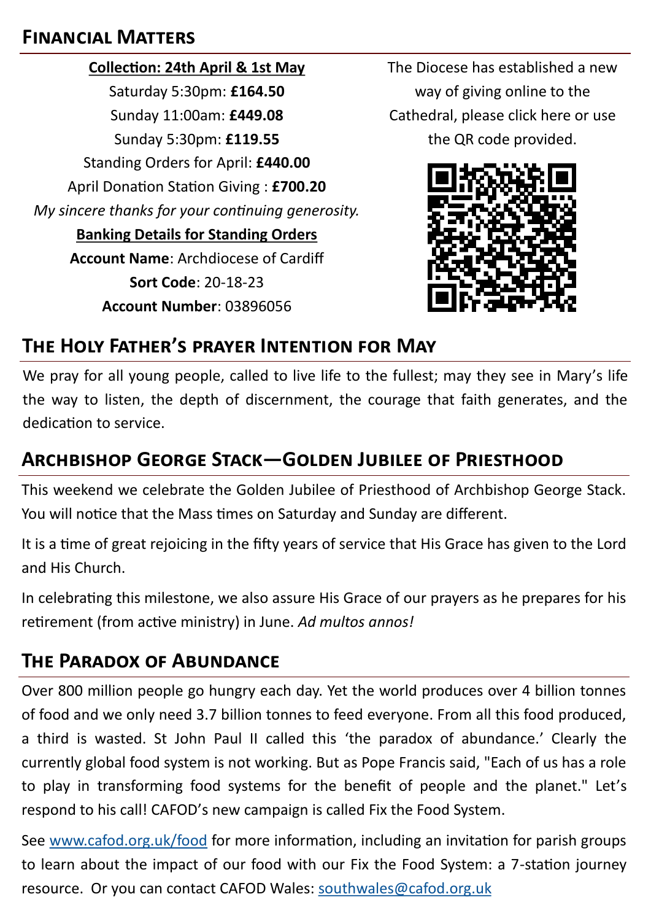## Financial Matters

**Collection: 24th April & 1st May**

Saturday 5:30pm: **£164.50**

Sunday 11:00am: **£449.08**

Sunday 5:30pm: **£119.55**

Standing Orders for April: **£440.00**

April Donation Station Giving : **£700.20**

*My sincere thanks for your continuing generosity.*

**Banking Details for Standing Orders**

**Account Name**: Archdiocese of Cardiff

**Sort Code**: 20-18-23

**Account Number**: 03896056

The Diocese has established a new way of giving online to the Cathedral, please click here or use the QR code provided.

## The Holy Father's prayer Intention for May

We pray for all young people, called to live life to the fullest; may they see in Mary's life the way to listen, the depth of discernment, the courage that faith generates, and the dedication to service.

## Archbishop George Stack—Golden Jubilee of Priesthood

This weekend we celebrate the Golden Jubilee of Priesthood of Archbishop George Stack. You will notice that the Mass times on Saturday and Sunday are different.

It is a time of great rejoicing in the fifty years of service that His Grace has given to the Lord and His Church.

In celebrating this milestone, we also assure His Grace of our prayers as he prepares for his retirement (from active ministry) in June. *Ad multos annos!*

## The Paradox of Abundance

Over 800 million people go hungry each day. Yet the world produces over 4 billion tonnes of food and we only need 3.7 billion tonnes to feed everyone. From all this food produced, a third is wasted. St John Paul II called this 'the paradox of abundance.' Clearly the currently global food system is not working. But as Pope Francis said, "Each of us has a role to play in transforming food systems for the benefit of people and the planet." Let's respond to his call! CAFOD's new campaign is called Fix the Food System.

See [www.cafod.org.uk/food](www.cafod.org.uk/food) for more information, including an invitation for parish groups to learn about the impact of our food with our Fix the Food System: a 7-station journey resource. Or you can contact CAFOD Wales: [southwales@cafod.org.uk](mailto:southwales@cafod.org.uk)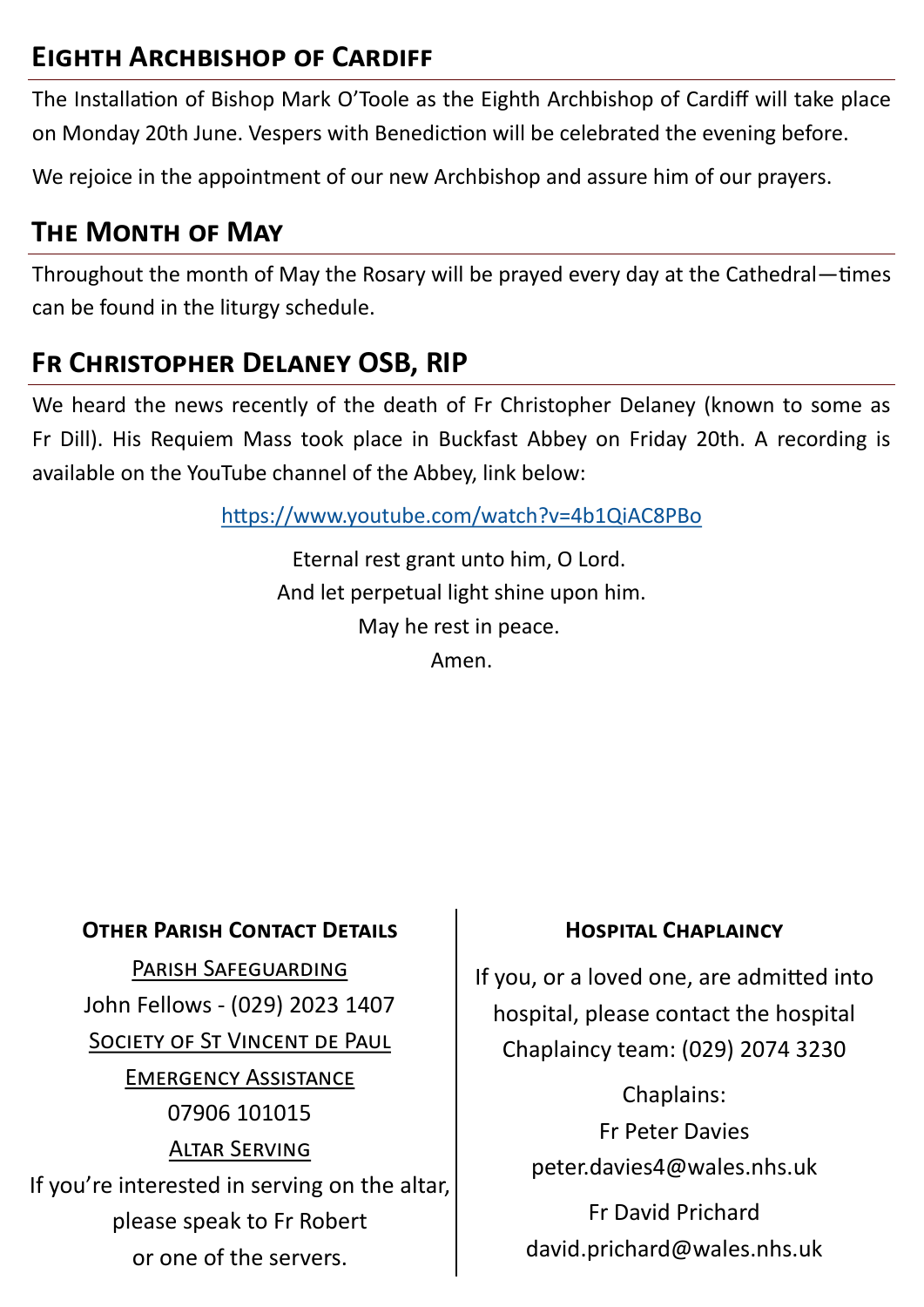## Eighth Archbishop of Cardiff

The Installation of Bishop Mark O'Toole as the Eighth Archbishop of Cardiff will take place on Monday 20th June. Vespers with Benediction will be celebrated the evening before.

We rejoice in the appointment of our new Archbishop and assure him of our prayers.

## The Month of May

Throughout the month of May the Rosary will be prayed every day at the Cathedral—times can be found in the liturgy schedule.

## Fr Christopher Delaney OSB, RIP

We heard the news recently of the death of Fr Christopher Delaney (known to some as Fr Dill). His Requiem Mass took place in Buckfast Abbey on Friday 20th. A recording is available on the YouTube channel of the Abbey, link below:

https://www.youtube.com/watch?v=4b1QiAC8PBo

Eternal rest grant unto him, O Lord.
And let perpetual light shine upon him.
May he rest in peace.
Amen.

### Other Parish Contact Details

Parish Safeguarding

John Fellows - (029) 2023 1407

Society of St Vincent de Paul

Emergency Assistance

07906 101015

Altar Serving

If you're interested in serving on the altar, please speak to Fr Robert or one of the servers.

### Hospital Chaplaincy

If you, or a loved one, are admitted into hospital, please contact the hospital Chaplaincy team: (029) 2074 3230

Chaplains:

Fr Peter Davies
peter.davies4@wales.nhs.uk

Fr David Prichard
david.prichard@wales.nhs.uk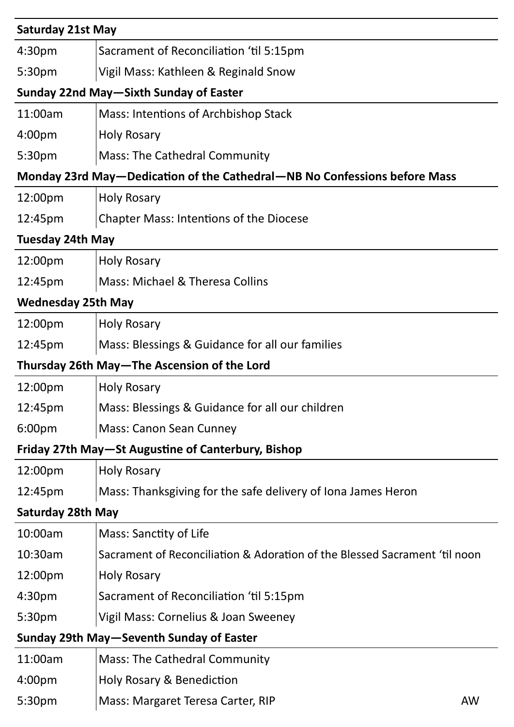| | |
|---|---|
| **Saturday 21st May** | |
| 4:30pm | Sacrament of Reconciliation 'til 5:15pm |
| 5:30pm | Vigil Mass: Kathleen & Reginald Snow |
| **Sunday 22nd May—Sixth Sunday of Easter** | |
| 11:00am | Mass: Intentions of Archbishop Stack |
| 4:00pm | Holy Rosary |
| 5:30pm | Mass: The Cathedral Community |
| **Monday 23rd May—Dedication of the Cathedral—NB No Confessions before Mass** | |
| 12:00pm | Holy Rosary |
| 12:45pm | Chapter Mass: Intentions of the Diocese |
| **Tuesday 24th May** | |
| 12:00pm | Holy Rosary |
| 12:45pm | Mass: Michael & Theresa Collins |
| **Wednesday 25th May** | |
| 12:00pm | Holy Rosary |
| 12:45pm | Mass: Blessings & Guidance for all our families |
| **Thursday 26th May—The Ascension of the Lord** | |
| 12:00pm | Holy Rosary |
| 12:45pm | Mass: Blessings & Guidance for all our children |
| 6:00pm | Mass: Canon Sean Cunney |
| **Friday 27th May—St Augustine of Canterbury, Bishop** | |
| 12:00pm | Holy Rosary |
| 12:45pm | Mass: Thanksgiving for the safe delivery of Iona James Heron |
| **Saturday 28th May** | |
| 10:00am | Mass: Sanctity of Life |
| 10:30am | Sacrament of Reconciliation & Adoration of the Blessed Sacrament 'til noon |
| 12:00pm | Holy Rosary |
| 4:30pm | Sacrament of Reconciliation 'til 5:15pm |
| 5:30pm | Vigil Mass: Cornelius & Joan Sweeney |
| **Sunday 29th May—Seventh Sunday of Easter** | |
| 11:00am | Mass: The Cathedral Community |
| 4:00pm | Holy Rosary & Benediction |
| 5:30pm | Mass: Margaret Teresa Carter, RIP |

AW